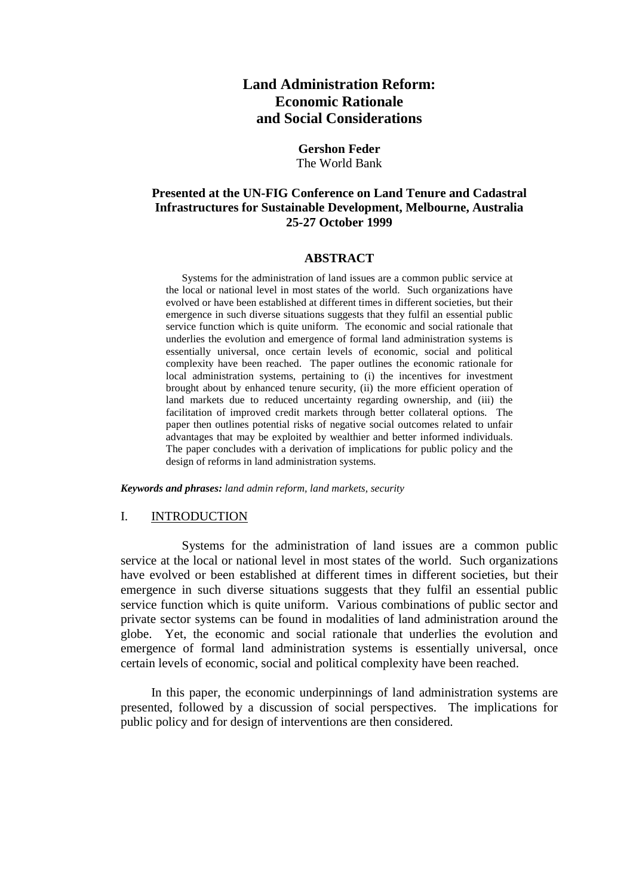# Land Administration Reform: Economic Rationale and Social Considerations

**Gershon Feder**
The World Bank

**Presented at the UN-FIG Conference on Land Tenure and Cadastral Infrastructures for Sustainable Development, Melbourne, Australia 25-27 October 1999**

## ABSTRACT

Systems for the administration of land issues are a common public service at the local or national level in most states of the world. Such organizations have evolved or have been established at different times in different societies, but their emergence in such diverse situations suggests that they fulfil an essential public service function which is quite uniform. The economic and social rationale that underlies the evolution and emergence of formal land administration systems is essentially universal, once certain levels of economic, social and political complexity have been reached. The paper outlines the economic rationale for local administration systems, pertaining to (i) the incentives for investment brought about by enhanced tenure security, (ii) the more efficient operation of land markets due to reduced uncertainty regarding ownership, and (iii) the facilitation of improved credit markets through better collateral options. The paper then outlines potential risks of negative social outcomes related to unfair advantages that may be exploited by wealthier and better informed individuals. The paper concludes with a derivation of implications for public policy and the design of reforms in land administration systems.

***Keywords and phrases:*** *land admin reform, land markets, security*

## I. INTRODUCTION

Systems for the administration of land issues are a common public service at the local or national level in most states of the world. Such organizations have evolved or been established at different times in different societies, but their emergence in such diverse situations suggests that they fulfil an essential public service function which is quite uniform. Various combinations of public sector and private sector systems can be found in modalities of land administration around the globe. Yet, the economic and social rationale that underlies the evolution and emergence of formal land administration systems is essentially universal, once certain levels of economic, social and political complexity have been reached.

In this paper, the economic underpinnings of land administration systems are presented, followed by a discussion of social perspectives. The implications for public policy and for design of interventions are then considered.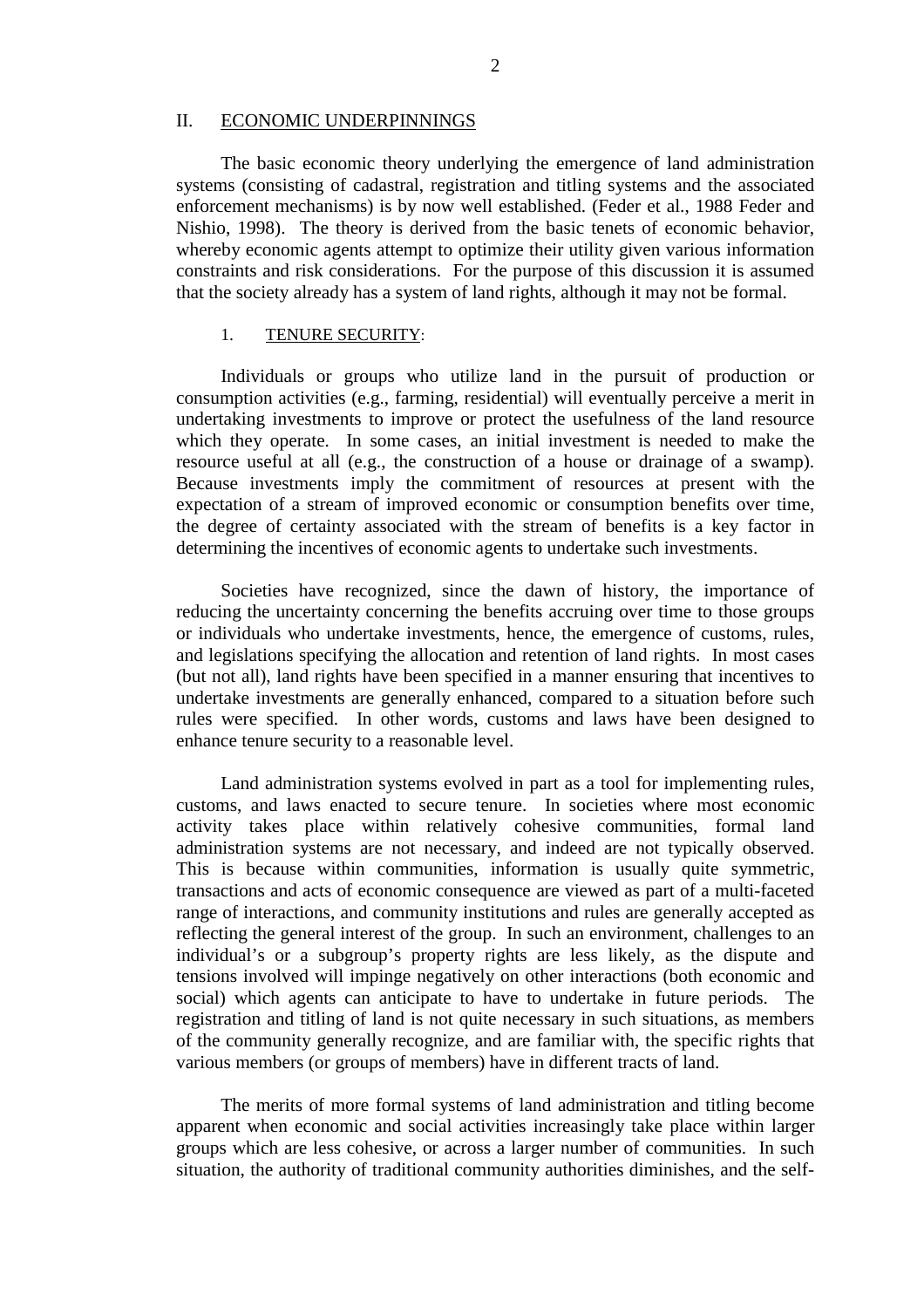## II. ECONOMIC UNDERPINNINGS

The basic economic theory underlying the emergence of land administration systems (consisting of cadastral, registration and titling systems and the associated enforcement mechanisms) is by now well established. (Feder et al., 1988 Feder and Nishio, 1998). The theory is derived from the basic tenets of economic behavior, whereby economic agents attempt to optimize their utility given various information constraints and risk considerations. For the purpose of this discussion it is assumed that the society already has a system of land rights, although it may not be formal.

### 1. TENURE SECURITY:

Individuals or groups who utilize land in the pursuit of production or consumption activities (e.g., farming, residential) will eventually perceive a merit in undertaking investments to improve or protect the usefulness of the land resource which they operate. In some cases, an initial investment is needed to make the resource useful at all (e.g., the construction of a house or drainage of a swamp). Because investments imply the commitment of resources at present with the expectation of a stream of improved economic or consumption benefits over time, the degree of certainty associated with the stream of benefits is a key factor in determining the incentives of economic agents to undertake such investments.

Societies have recognized, since the dawn of history, the importance of reducing the uncertainty concerning the benefits accruing over time to those groups or individuals who undertake investments, hence, the emergence of customs, rules, and legislations specifying the allocation and retention of land rights. In most cases (but not all), land rights have been specified in a manner ensuring that incentives to undertake investments are generally enhanced, compared to a situation before such rules were specified. In other words, customs and laws have been designed to enhance tenure security to a reasonable level.

Land administration systems evolved in part as a tool for implementing rules, customs, and laws enacted to secure tenure. In societies where most economic activity takes place within relatively cohesive communities, formal land administration systems are not necessary, and indeed are not typically observed. This is because within communities, information is usually quite symmetric, transactions and acts of economic consequence are viewed as part of a multi-faceted range of interactions, and community institutions and rules are generally accepted as reflecting the general interest of the group. In such an environment, challenges to an individual's or a subgroup's property rights are less likely, as the dispute and tensions involved will impinge negatively on other interactions (both economic and social) which agents can anticipate to have to undertake in future periods. The registration and titling of land is not quite necessary in such situations, as members of the community generally recognize, and are familiar with, the specific rights that various members (or groups of members) have in different tracts of land.

The merits of more formal systems of land administration and titling become apparent when economic and social activities increasingly take place within larger groups which are less cohesive, or across a larger number of communities. In such situation, the authority of traditional community authorities diminishes, and the self-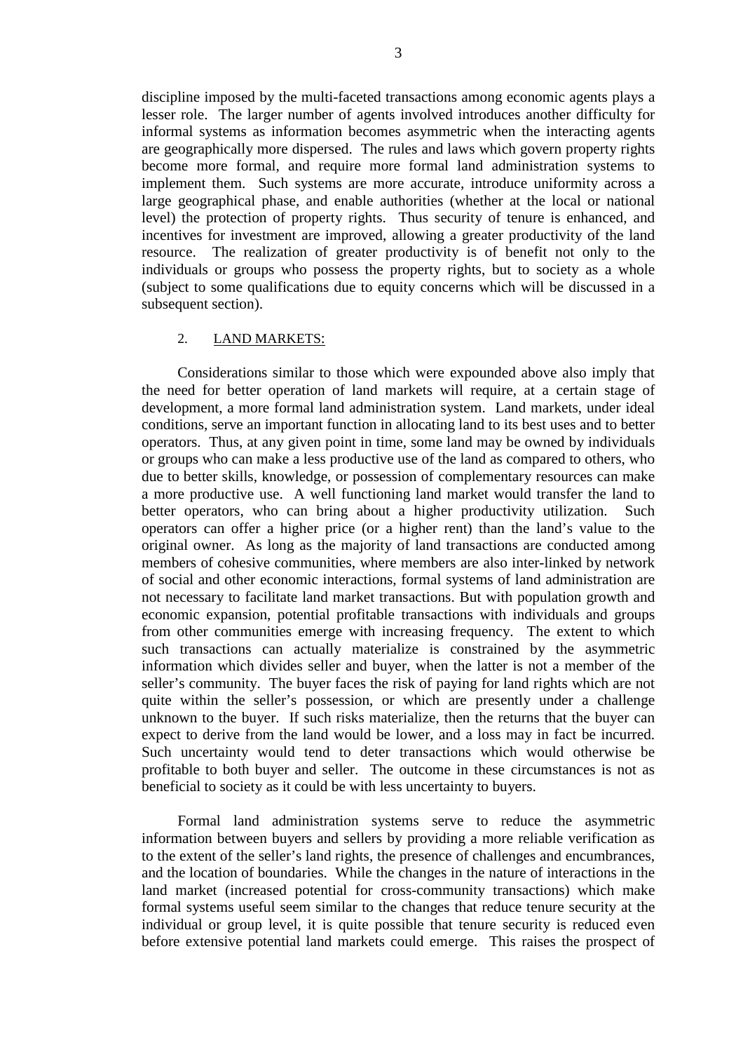discipline imposed by the multi-faceted transactions among economic agents plays a lesser role. The larger number of agents involved introduces another difficulty for informal systems as information becomes asymmetric when the interacting agents are geographically more dispersed. The rules and laws which govern property rights become more formal, and require more formal land administration systems to implement them. Such systems are more accurate, introduce uniformity across a large geographical phase, and enable authorities (whether at the local or national level) the protection of property rights. Thus security of tenure is enhanced, and incentives for investment are improved, allowing a greater productivity of the land resource. The realization of greater productivity is of benefit not only to the individuals or groups who possess the property rights, but to society as a whole (subject to some qualifications due to equity concerns which will be discussed in a subsequent section).

## 2. LAND MARKETS:

Considerations similar to those which were expounded above also imply that the need for better operation of land markets will require, at a certain stage of development, a more formal land administration system. Land markets, under ideal conditions, serve an important function in allocating land to its best uses and to better operators. Thus, at any given point in time, some land may be owned by individuals or groups who can make a less productive use of the land as compared to others, who due to better skills, knowledge, or possession of complementary resources can make a more productive use. A well functioning land market would transfer the land to better operators, who can bring about a higher productivity utilization. Such operators can offer a higher price (or a higher rent) than the land's value to the original owner. As long as the majority of land transactions are conducted among members of cohesive communities, where members are also inter-linked by network of social and other economic interactions, formal systems of land administration are not necessary to facilitate land market transactions. But with population growth and economic expansion, potential profitable transactions with individuals and groups from other communities emerge with increasing frequency. The extent to which such transactions can actually materialize is constrained by the asymmetric information which divides seller and buyer, when the latter is not a member of the seller's community. The buyer faces the risk of paying for land rights which are not quite within the seller's possession, or which are presently under a challenge unknown to the buyer. If such risks materialize, then the returns that the buyer can expect to derive from the land would be lower, and a loss may in fact be incurred. Such uncertainty would tend to deter transactions which would otherwise be profitable to both buyer and seller. The outcome in these circumstances is not as beneficial to society as it could be with less uncertainty to buyers.

Formal land administration systems serve to reduce the asymmetric information between buyers and sellers by providing a more reliable verification as to the extent of the seller's land rights, the presence of challenges and encumbrances, and the location of boundaries. While the changes in the nature of interactions in the land market (increased potential for cross-community transactions) which make formal systems useful seem similar to the changes that reduce tenure security at the individual or group level, it is quite possible that tenure security is reduced even before extensive potential land markets could emerge. This raises the prospect of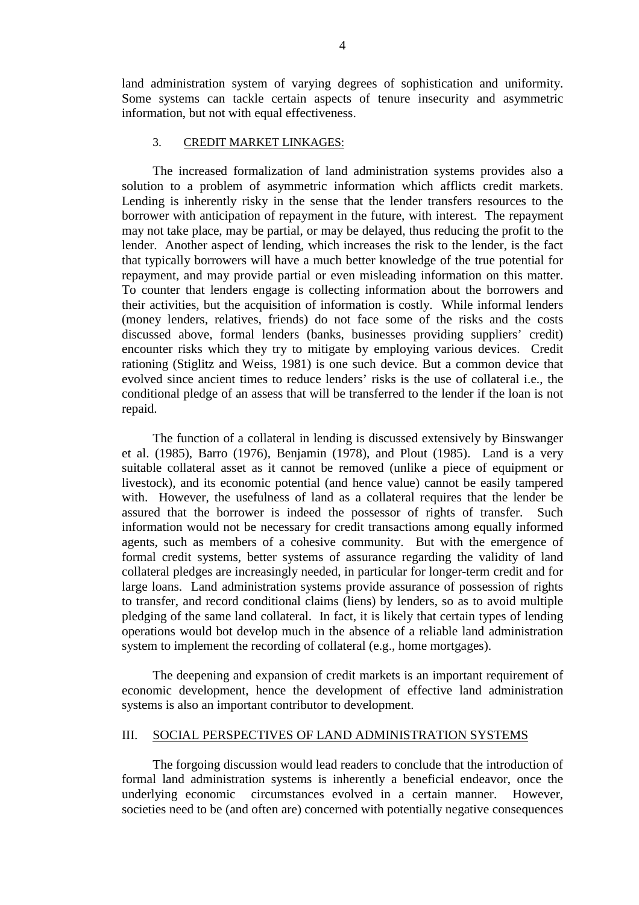land administration system of varying degrees of sophistication and uniformity. Some systems can tackle certain aspects of tenure insecurity and asymmetric information, but not with equal effectiveness.

### 3. CREDIT MARKET LINKAGES:

The increased formalization of land administration systems provides also a solution to a problem of asymmetric information which afflicts credit markets. Lending is inherently risky in the sense that the lender transfers resources to the borrower with anticipation of repayment in the future, with interest. The repayment may not take place, may be partial, or may be delayed, thus reducing the profit to the lender. Another aspect of lending, which increases the risk to the lender, is the fact that typically borrowers will have a much better knowledge of the true potential for repayment, and may provide partial or even misleading information on this matter. To counter that lenders engage is collecting information about the borrowers and their activities, but the acquisition of information is costly. While informal lenders (money lenders, relatives, friends) do not face some of the risks and the costs discussed above, formal lenders (banks, businesses providing suppliers' credit) encounter risks which they try to mitigate by employing various devices. Credit rationing (Stiglitz and Weiss, 1981) is one such device. But a common device that evolved since ancient times to reduce lenders' risks is the use of collateral i.e., the conditional pledge of an assess that will be transferred to the lender if the loan is not repaid.

The function of a collateral in lending is discussed extensively by Binswanger et al. (1985), Barro (1976), Benjamin (1978), and Plout (1985). Land is a very suitable collateral asset as it cannot be removed (unlike a piece of equipment or livestock), and its economic potential (and hence value) cannot be easily tampered with. However, the usefulness of land as a collateral requires that the lender be assured that the borrower is indeed the possessor of rights of transfer. Such information would not be necessary for credit transactions among equally informed agents, such as members of a cohesive community. But with the emergence of formal credit systems, better systems of assurance regarding the validity of land collateral pledges are increasingly needed, in particular for longer-term credit and for large loans. Land administration systems provide assurance of possession of rights to transfer, and record conditional claims (liens) by lenders, so as to avoid multiple pledging of the same land collateral. In fact, it is likely that certain types of lending operations would bot develop much in the absence of a reliable land administration system to implement the recording of collateral (e.g., home mortgages).

The deepening and expansion of credit markets is an important requirement of economic development, hence the development of effective land administration systems is also an important contributor to development.

## III. SOCIAL PERSPECTIVES OF LAND ADMINISTRATION SYSTEMS

The forgoing discussion would lead readers to conclude that the introduction of formal land administration systems is inherently a beneficial endeavor, once the underlying economic circumstances evolved in a certain manner. However, societies need to be (and often are) concerned with potentially negative consequences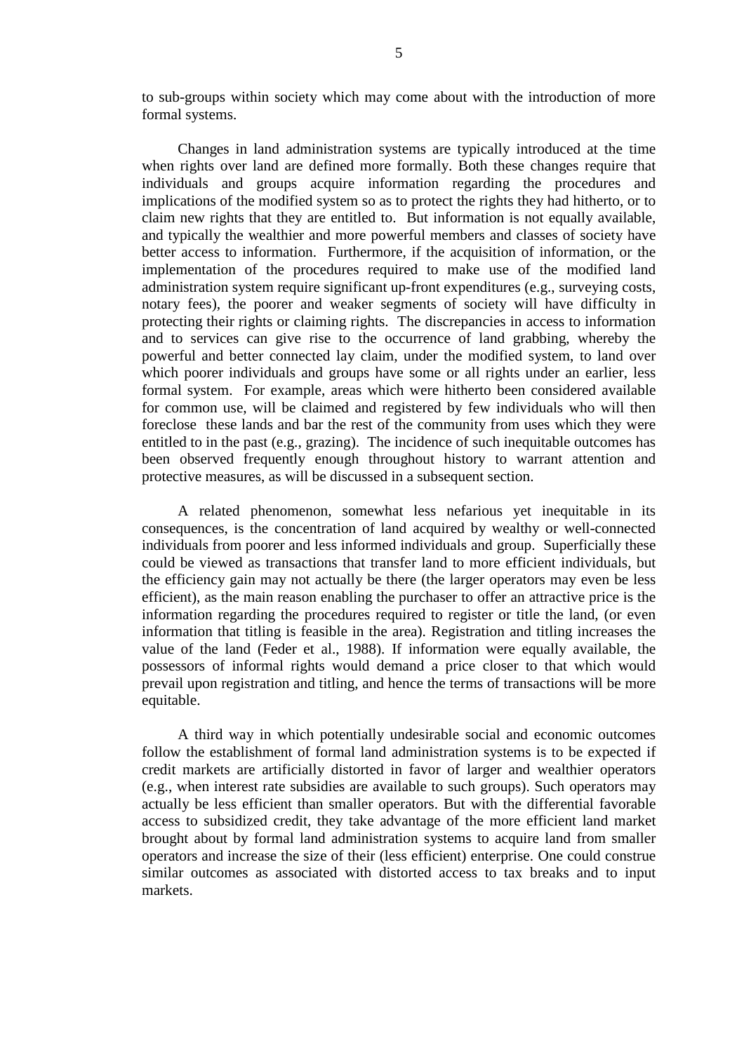to sub-groups within society which may come about with the introduction of more formal systems.

Changes in land administration systems are typically introduced at the time when rights over land are defined more formally. Both these changes require that individuals and groups acquire information regarding the procedures and implications of the modified system so as to protect the rights they had hitherto, or to claim new rights that they are entitled to. But information is not equally available, and typically the wealthier and more powerful members and classes of society have better access to information. Furthermore, if the acquisition of information, or the implementation of the procedures required to make use of the modified land administration system require significant up-front expenditures (e.g., surveying costs, notary fees), the poorer and weaker segments of society will have difficulty in protecting their rights or claiming rights. The discrepancies in access to information and to services can give rise to the occurrence of land grabbing, whereby the powerful and better connected lay claim, under the modified system, to land over which poorer individuals and groups have some or all rights under an earlier, less formal system. For example, areas which were hitherto been considered available for common use, will be claimed and registered by few individuals who will then foreclose these lands and bar the rest of the community from uses which they were entitled to in the past (e.g., grazing). The incidence of such inequitable outcomes has been observed frequently enough throughout history to warrant attention and protective measures, as will be discussed in a subsequent section.

A related phenomenon, somewhat less nefarious yet inequitable in its consequences, is the concentration of land acquired by wealthy or well-connected individuals from poorer and less informed individuals and group. Superficially these could be viewed as transactions that transfer land to more efficient individuals, but the efficiency gain may not actually be there (the larger operators may even be less efficient), as the main reason enabling the purchaser to offer an attractive price is the information regarding the procedures required to register or title the land, (or even information that titling is feasible in the area). Registration and titling increases the value of the land (Feder et al., 1988). If information were equally available, the possessors of informal rights would demand a price closer to that which would prevail upon registration and titling, and hence the terms of transactions will be more equitable.

A third way in which potentially undesirable social and economic outcomes follow the establishment of formal land administration systems is to be expected if credit markets are artificially distorted in favor of larger and wealthier operators (e.g., when interest rate subsidies are available to such groups). Such operators may actually be less efficient than smaller operators. But with the differential favorable access to subsidized credit, they take advantage of the more efficient land market brought about by formal land administration systems to acquire land from smaller operators and increase the size of their (less efficient) enterprise. One could construe similar outcomes as associated with distorted access to tax breaks and to input markets.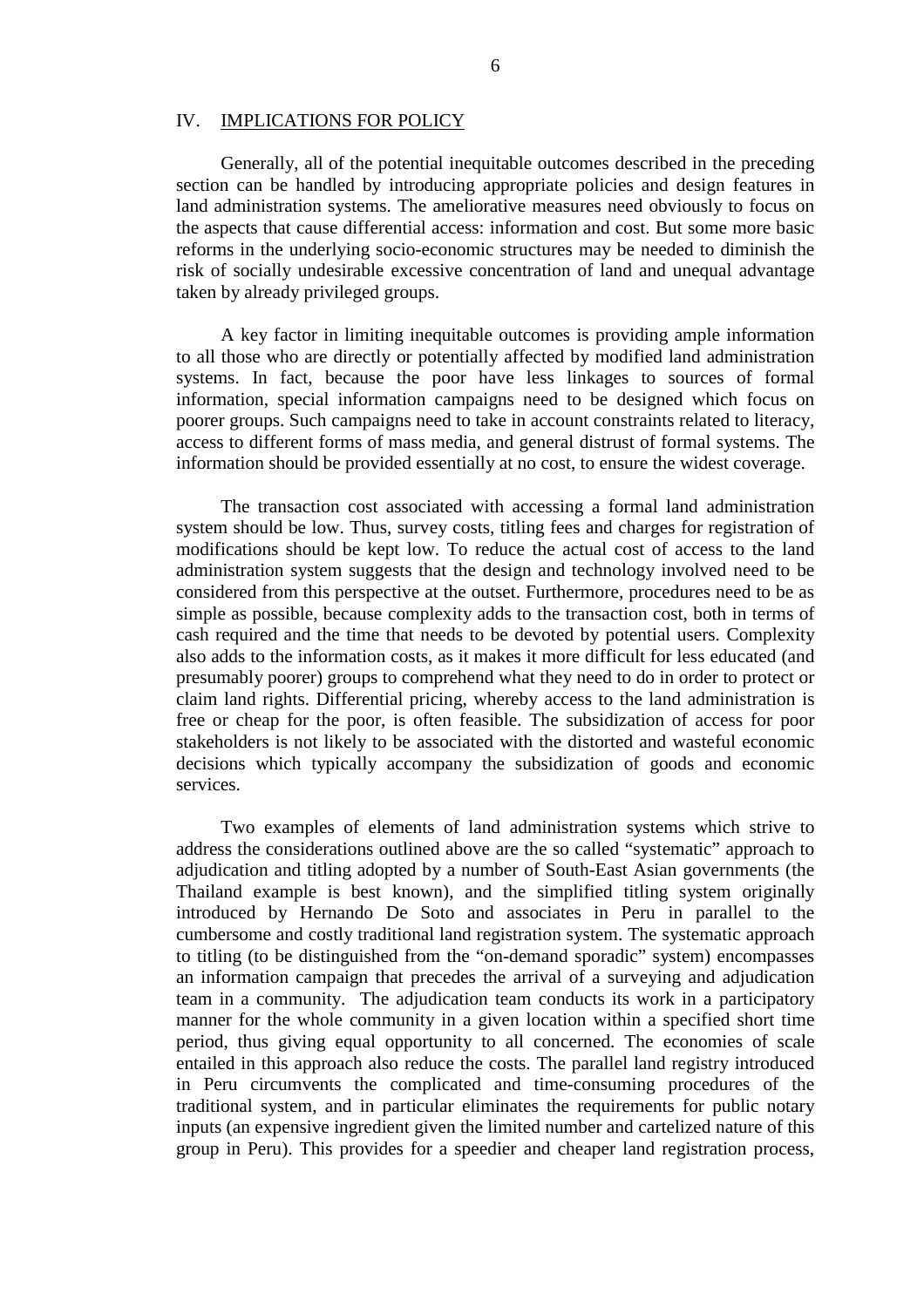## IV. IMPLICATIONS FOR POLICY

Generally, all of the potential inequitable outcomes described in the preceding section can be handled by introducing appropriate policies and design features in land administration systems. The ameliorative measures need obviously to focus on the aspects that cause differential access: information and cost. But some more basic reforms in the underlying socio-economic structures may be needed to diminish the risk of socially undesirable excessive concentration of land and unequal advantage taken by already privileged groups.

A key factor in limiting inequitable outcomes is providing ample information to all those who are directly or potentially affected by modified land administration systems. In fact, because the poor have less linkages to sources of formal information, special information campaigns need to be designed which focus on poorer groups. Such campaigns need to take in account constraints related to literacy, access to different forms of mass media, and general distrust of formal systems. The information should be provided essentially at no cost, to ensure the widest coverage.

The transaction cost associated with accessing a formal land administration system should be low. Thus, survey costs, titling fees and charges for registration of modifications should be kept low. To reduce the actual cost of access to the land administration system suggests that the design and technology involved need to be considered from this perspective at the outset. Furthermore, procedures need to be as simple as possible, because complexity adds to the transaction cost, both in terms of cash required and the time that needs to be devoted by potential users. Complexity also adds to the information costs, as it makes it more difficult for less educated (and presumably poorer) groups to comprehend what they need to do in order to protect or claim land rights. Differential pricing, whereby access to the land administration is free or cheap for the poor, is often feasible. The subsidization of access for poor stakeholders is not likely to be associated with the distorted and wasteful economic decisions which typically accompany the subsidization of goods and economic services.

Two examples of elements of land administration systems which strive to address the considerations outlined above are the so called "systematic" approach to adjudication and titling adopted by a number of South-East Asian governments (the Thailand example is best known), and the simplified titling system originally introduced by Hernando De Soto and associates in Peru in parallel to the cumbersome and costly traditional land registration system. The systematic approach to titling (to be distinguished from the "on-demand sporadic" system) encompasses an information campaign that precedes the arrival of a surveying and adjudication team in a community. The adjudication team conducts its work in a participatory manner for the whole community in a given location within a specified short time period, thus giving equal opportunity to all concerned. The economies of scale entailed in this approach also reduce the costs. The parallel land registry introduced in Peru circumvents the complicated and time-consuming procedures of the traditional system, and in particular eliminates the requirements for public notary inputs (an expensive ingredient given the limited number and cartelized nature of this group in Peru). This provides for a speedier and cheaper land registration process,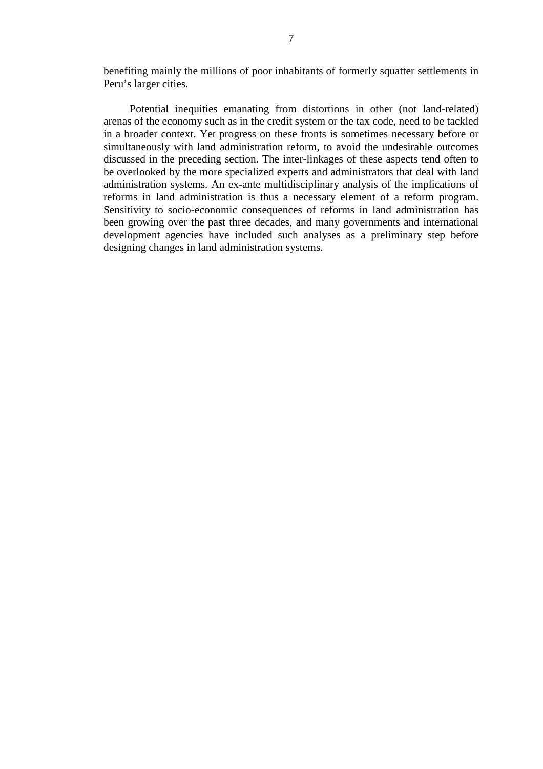benefiting mainly the millions of poor inhabitants of formerly squatter settlements in Peru's larger cities.

Potential inequities emanating from distortions in other (not land-related) arenas of the economy such as in the credit system or the tax code, need to be tackled in a broader context. Yet progress on these fronts is sometimes necessary before or simultaneously with land administration reform, to avoid the undesirable outcomes discussed in the preceding section. The inter-linkages of these aspects tend often to be overlooked by the more specialized experts and administrators that deal with land administration systems. An ex-ante multidisciplinary analysis of the implications of reforms in land administration is thus a necessary element of a reform program. Sensitivity to socio-economic consequences of reforms in land administration has been growing over the past three decades, and many governments and international development agencies have included such analyses as a preliminary step before designing changes in land administration systems.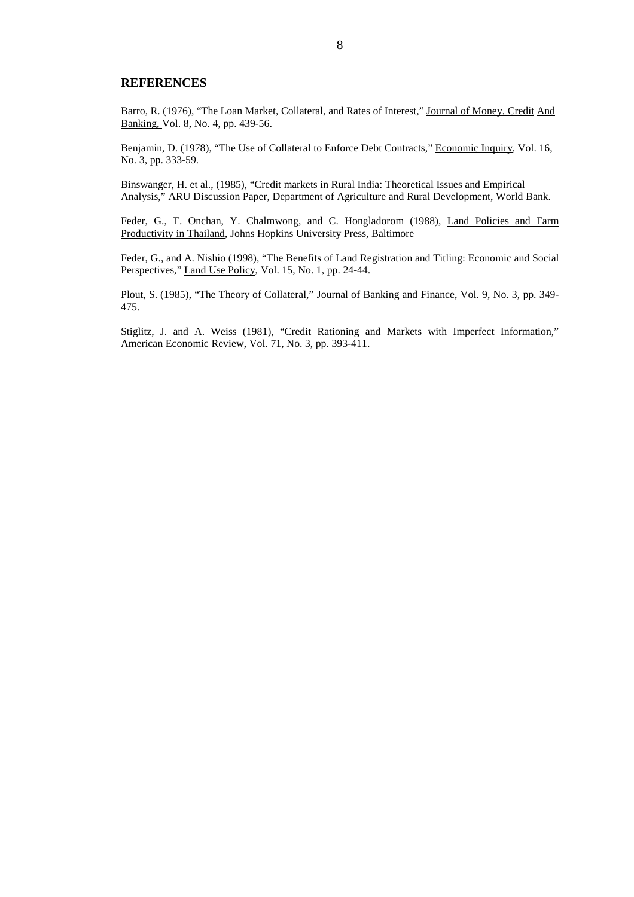## REFERENCES

Barro, R. (1976), "The Loan Market, Collateral, and Rates of Interest," Journal of Money, Credit And Banking, Vol. 8, No. 4, pp. 439-56.

Benjamin, D. (1978), "The Use of Collateral to Enforce Debt Contracts," Economic Inquiry, Vol. 16, No. 3, pp. 333-59.

Binswanger, H. et al., (1985), "Credit markets in Rural India: Theoretical Issues and Empirical Analysis," ARU Discussion Paper, Department of Agriculture and Rural Development, World Bank.

Feder, G., T. Onchan, Y. Chalmwong, and C. Hongladorom (1988), Land Policies and Farm Productivity in Thailand, Johns Hopkins University Press, Baltimore

Feder, G., and A. Nishio (1998), "The Benefits of Land Registration and Titling: Economic and Social Perspectives," Land Use Policy, Vol. 15, No. 1, pp. 24-44.

Plout, S. (1985), "The Theory of Collateral," Journal of Banking and Finance, Vol. 9, No. 3, pp. 349-475.

Stiglitz, J. and A. Weiss (1981), "Credit Rationing and Markets with Imperfect Information," American Economic Review, Vol. 71, No. 3, pp. 393-411.